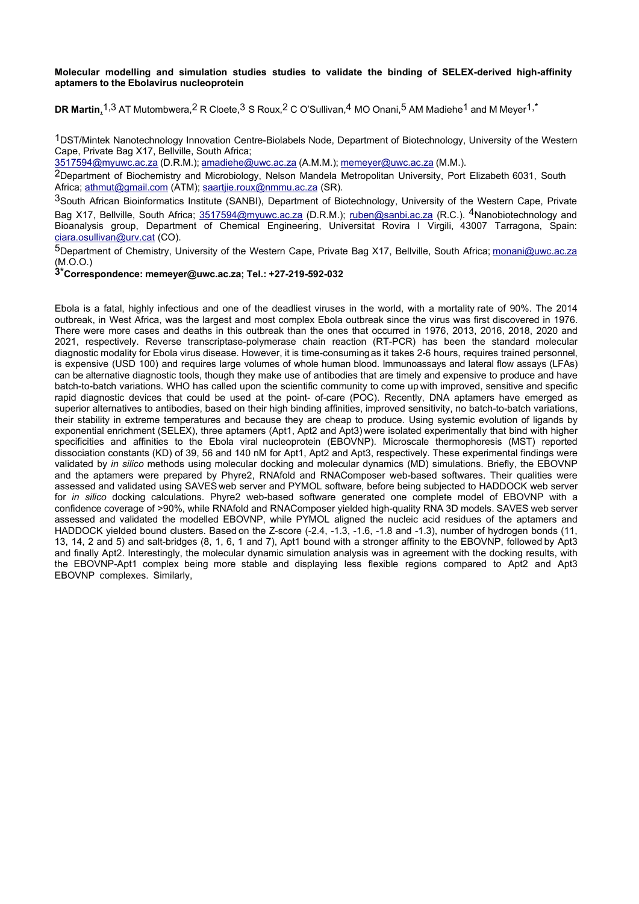**Molecular modelling and simulation studies studies to validate the binding of SELEX-derived high-affinity aptamers to the Ebolavirus nucleoprotein**

**DR Martin**,[1,3] AT Mutombwera,[2] R Cloete,[3] S Roux,[2] C O'Sullivan,[4] MO Onani,[5] AM Madiehe[1] and M Meyer[1,*]

[1]DST/Mintek Nanotechnology Innovation Centre-Biolabels Node, Department of Biotechnology, University of the Western Cape, Private Bag X17, Bellville, South Africa;
3517594@myuwc.ac.za (D.R.M.); amadiehe@uwc.ac.za (A.M.M.); memeyer@uwc.ac.za (M.M.).

[2]Department of Biochemistry and Microbiology, Nelson Mandela Metropolitan University, Port Elizabeth 6031, South Africa; athmut@gmail.com (ATM); saartjie.roux@nmmu.ac.za (SR).

[3]South African Bioinformatics Institute (SANBI), Department of Biotechnology, University of the Western Cape, Private Bag X17, Bellville, South Africa; 3517594@myuwc.ac.za (D.R.M.); ruben@sanbi.ac.za (R.C.). [4]Nanobiotechnology and Bioanalysis group, Department of Chemical Engineering, Universitat Rovira I Virgili, 43007 Tarragona, Spain: ciara.osullivan@urv.cat (CO).

[5]Department of Chemistry, University of the Western Cape, Private Bag X17, Bellville, South Africa; monani@uwc.ac.za (M.O.O.)

**[3*]Correspondence: memeyer@uwc.ac.za; Tel.: +27-219-592-032**

Ebola is a fatal, highly infectious and one of the deadliest viruses in the world, with a mortality rate of 90%. The 2014 outbreak, in West Africa, was the largest and most complex Ebola outbreak since the virus was first discovered in 1976. There were more cases and deaths in this outbreak than the ones that occurred in 1976, 2013, 2016, 2018, 2020 and 2021, respectively. Reverse transcriptase-polymerase chain reaction (RT-PCR) has been the standard molecular diagnostic modality for Ebola virus disease. However, it is time-consuming as it takes 2-6 hours, requires trained personnel, is expensive (USD 100) and requires large volumes of whole human blood. Immunoassays and lateral flow assays (LFAs) can be alternative diagnostic tools, though they make use of antibodies that are timely and expensive to produce and have batch-to-batch variations. WHO has called upon the scientific community to come up with improved, sensitive and specific rapid diagnostic devices that could be used at the point- of-care (POC). Recently, DNA aptamers have emerged as superior alternatives to antibodies, based on their high binding affinities, improved sensitivity, no batch-to-batch variations, their stability in extreme temperatures and because they are cheap to produce. Using systemic evolution of ligands by exponential enrichment (SELEX), three aptamers (Apt1, Apt2 and Apt3) were isolated experimentally that bind with higher specificities and affinities to the Ebola viral nucleoprotein (EBOVNP). Microscale thermophoresis (MST) reported dissociation constants (KD) of 39, 56 and 140 nM for Apt1, Apt2 and Apt3, respectively. These experimental findings were validated by *in silico* methods using molecular docking and molecular dynamics (MD) simulations. Briefly, the EBOVNP and the aptamers were prepared by Phyre2, RNAfold and RNAComposer web-based softwares. Their qualities were assessed and validated using SAVES web server and PYMOL software, before being subjected to HADDOCK web server for *in silico* docking calculations. Phyre2 web-based software generated one complete model of EBOVNP with a confidence coverage of >90%, while RNAfold and RNAComposer yielded high-quality RNA 3D models. SAVES web server assessed and validated the modelled EBOVNP, while PYMOL aligned the nucleic acid residues of the aptamers and HADDOCK yielded bound clusters. Based on the Z-score (-2.4, -1.3, -1.6, -1.8 and -1.3), number of hydrogen bonds (11, 13, 14, 2 and 5) and salt-bridges (8, 1, 6, 1 and 7), Apt1 bound with a stronger affinity to the EBOVNP, followed by Apt3 and finally Apt2. Interestingly, the molecular dynamic simulation analysis was in agreement with the docking results, with the EBOVNP-Apt1 complex being more stable and displaying less flexible regions compared to Apt2 and Apt3 EBOVNP complexes. Similarly,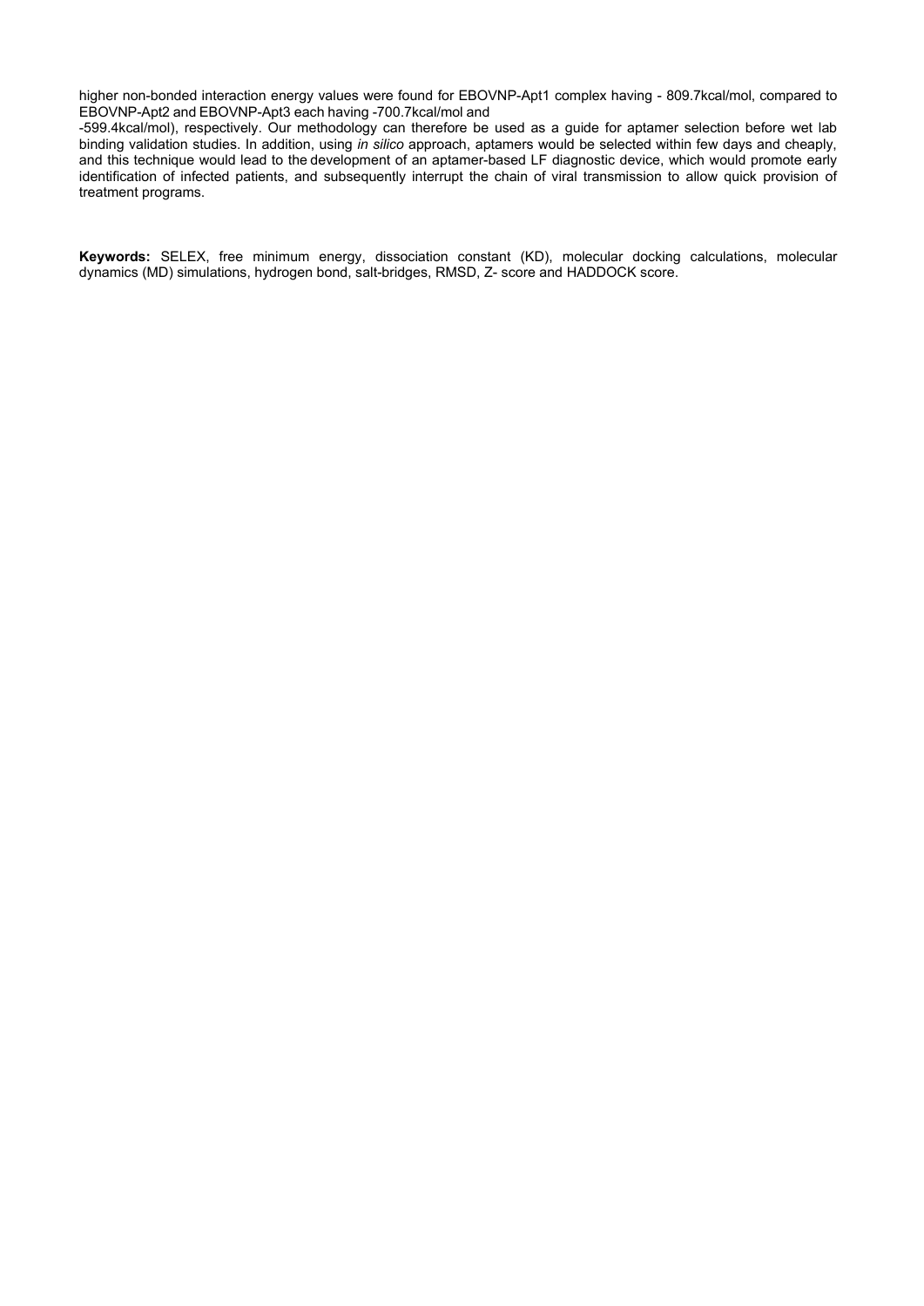higher non-bonded interaction energy values were found for EBOVNP-Apt1 complex having - 809.7kcal/mol, compared to EBOVNP-Apt2 and EBOVNP-Apt3 each having -700.7kcal/mol and -599.4kcal/mol), respectively. Our methodology can therefore be used as a guide for aptamer selection before wet lab binding validation studies. In addition, using *in silico* approach, aptamers would be selected within few days and cheaply, and this technique would lead to the development of an aptamer-based LF diagnostic device, which would promote early identification of infected patients, and subsequently interrupt the chain of viral transmission to allow quick provision of treatment programs.

**Keywords:** SELEX, free minimum energy, dissociation constant (KD), molecular docking calculations, molecular dynamics (MD) simulations, hydrogen bond, salt-bridges, RMSD, Z- score and HADDOCK score.